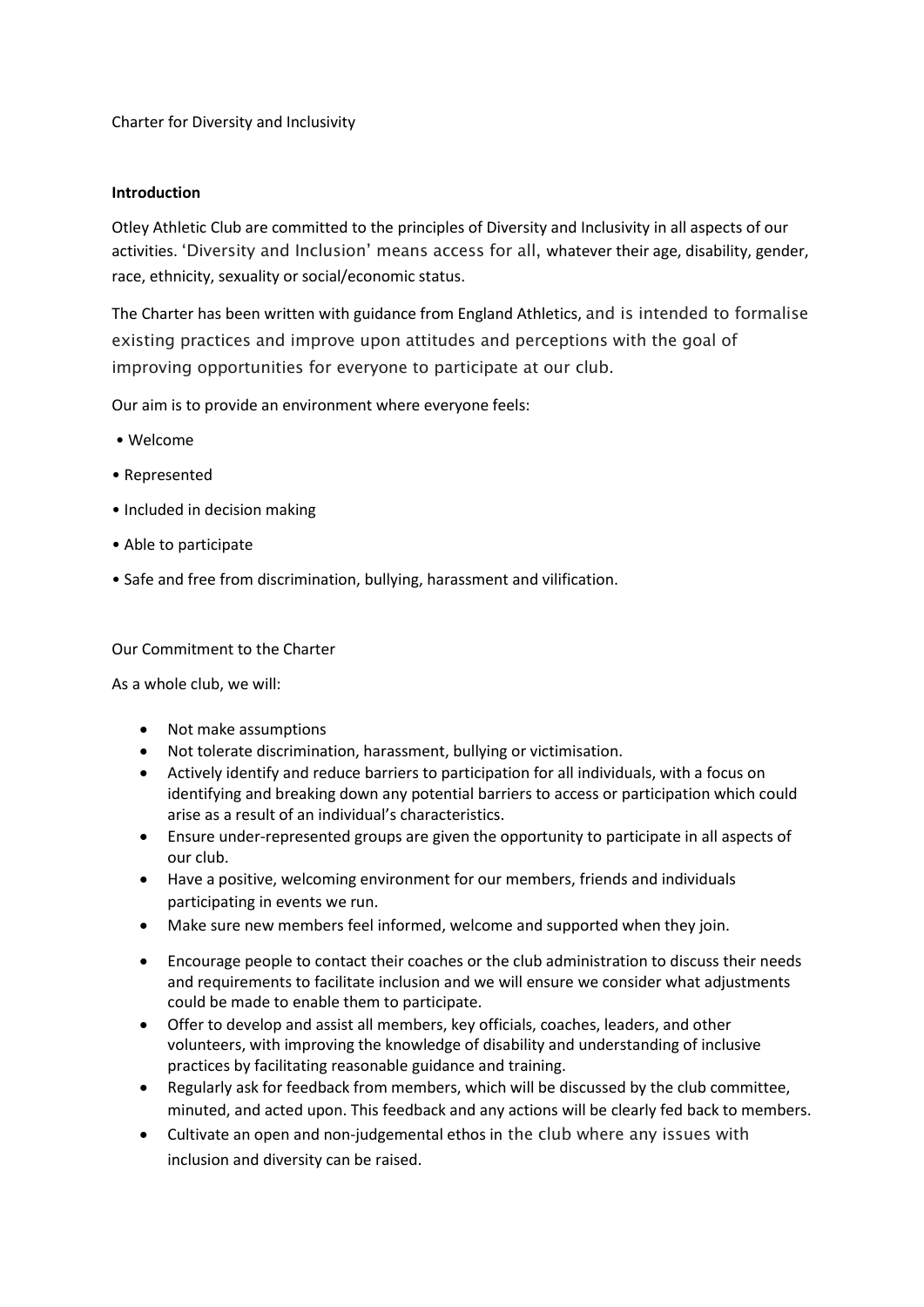Charter for Diversity and Inclusivity

**Introduction**

Otley Athletic Club are committed to the principles of Diversity and Inclusivity in all aspects of our activities. 'Diversity and Inclusion' means access for all, whatever their age, disability, gender, race, ethnicity, sexuality or social/economic status.

The Charter has been written with guidance from England Athletics, and is intended to formalise existing practices and improve upon attitudes and perceptions with the goal of improving opportunities for everyone to participate at our club.

Our aim is to provide an environment where everyone feels:

- Welcome
- Represented
- Included in decision making
- Able to participate
- Safe and free from discrimination, bullying, harassment and vilification.

Our Commitment to the Charter

As a whole club, we will:

- Not make assumptions
- Not tolerate discrimination, harassment, bullying or victimisation.
- Actively identify and reduce barriers to participation for all individuals, with a focus on identifying and breaking down any potential barriers to access or participation which could arise as a result of an individual's characteristics.
- Ensure under-represented groups are given the opportunity to participate in all aspects of our club.
- Have a positive, welcoming environment for our members, friends and individuals participating in events we run.
- Make sure new members feel informed, welcome and supported when they join.
- Encourage people to contact their coaches or the club administration to discuss their needs and requirements to facilitate inclusion and we will ensure we consider what adjustments could be made to enable them to participate.
- Offer to develop and assist all members, key officials, coaches, leaders, and other volunteers, with improving the knowledge of disability and understanding of inclusive practices by facilitating reasonable guidance and training.
- Regularly ask for feedback from members, which will be discussed by the club committee, minuted, and acted upon. This feedback and any actions will be clearly fed back to members.
- Cultivate an open and non-judgemental ethos in the club where any issues with inclusion and diversity can be raised.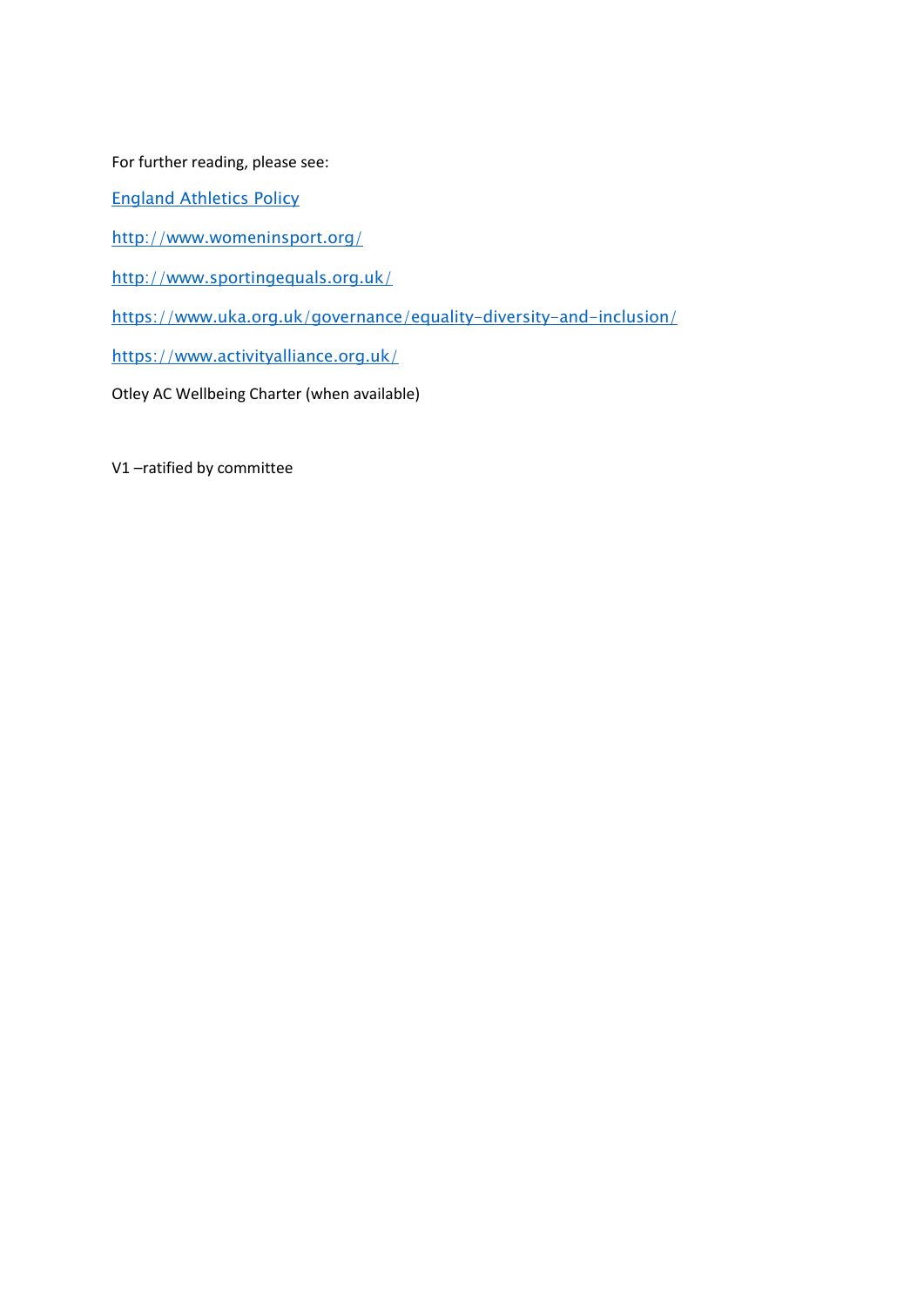For further reading, please see:

[England Athletics Policy]

http://www.womeninsport.org/

http://www.sportingequals.org.uk/

https://www.uka.org.uk/governance/equality-diversity-and-inclusion/

https://www.activityalliance.org.uk/

Otley AC Wellbeing Charter (when available)

V1 –ratified by committee